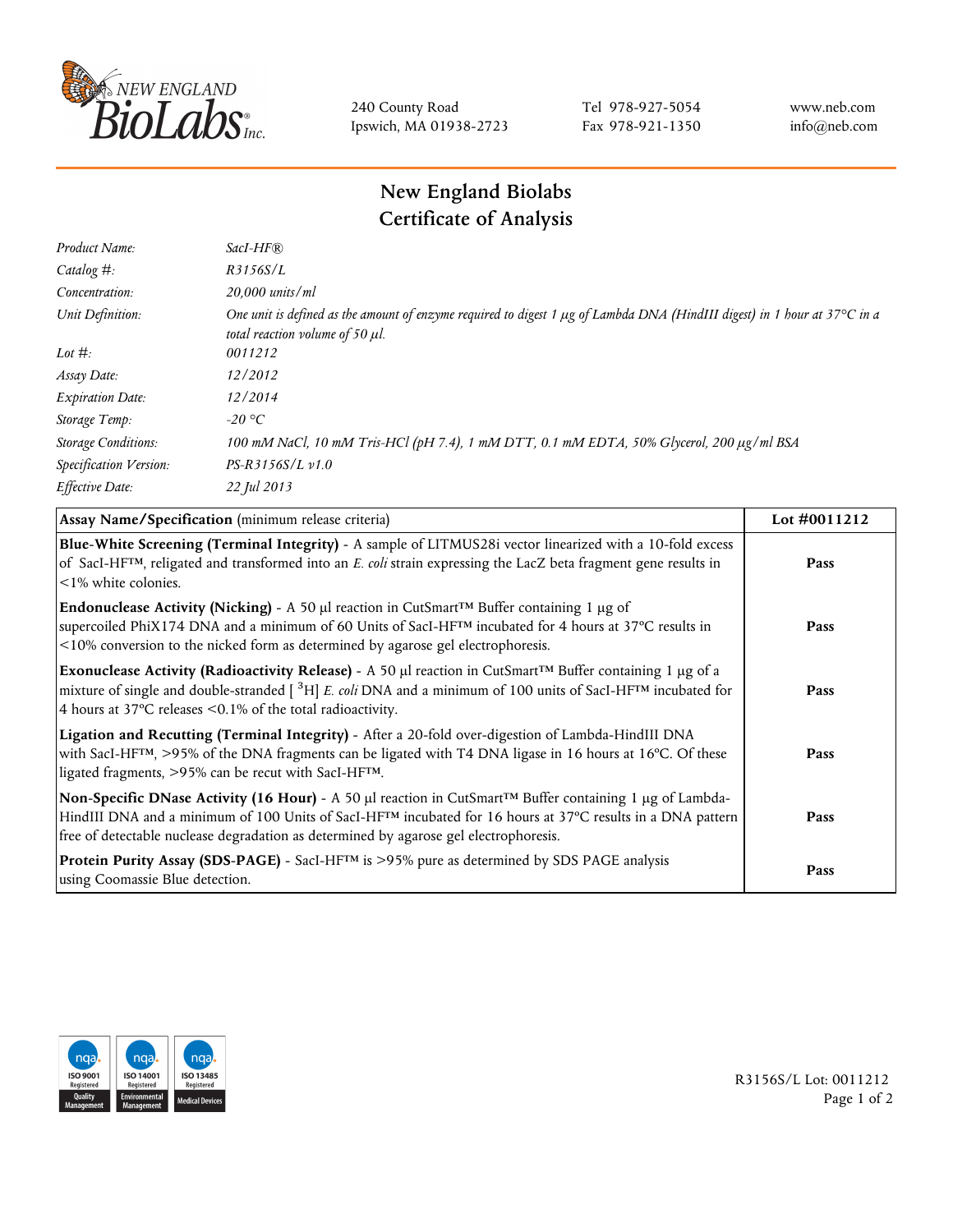240 County Road
Ipswich, MA 01938-2723

Tel 978-927-5054
Fax 978-921-1350

www.neb.com
info@neb.com

# New England Biolabs
# Certificate of Analysis

| | |
|---|---|
| *Product Name:* | *SacI-HF®* |
| *Catalog #:* | *R3156S/L* |
| *Concentration:* | *20,000 units/ml* |
| *Unit Definition:* | *One unit is defined as the amount of enzyme required to digest 1 µg of Lambda DNA (HindIII digest) in 1 hour at 37°C in a total reaction volume of 50 µl.* |
| *Lot #:* | *0011212* |
| *Assay Date:* | *12/2012* |
| *Expiration Date:* | *12/2014* |
| *Storage Temp:* | *-20 °C* |
| *Storage Conditions:* | *100 mM NaCl, 10 mM Tris-HCl (pH 7.4), 1 mM DTT, 0.1 mM EDTA, 50% Glycerol, 200 µg/ml BSA* |
| *Specification Version:* | *PS-R3156S/L v1.0* |
| *Effective Date:* | *22 Jul 2013* |

| **Assay Name/Specification** (minimum release criteria) | **Lot #0011212** |
|---|---|
| **Blue-White Screening (Terminal Integrity)** - A sample of LITMUS28i vector linearized with a 10-fold excess of SacI-HF™, religated and transformed into an *E. coli* strain expressing the LacZ beta fragment gene results in <1% white colonies. | **Pass** |
| **Endonuclease Activity (Nicking)** - A 50 µl reaction in CutSmart™ Buffer containing 1 µg of supercoiled PhiX174 DNA and a minimum of 60 Units of SacI-HF™ incubated for 4 hours at 37°C results in <10% conversion to the nicked form as determined by agarose gel electrophoresis. | **Pass** |
| **Exonuclease Activity (Radioactivity Release)** - A 50 µl reaction in CutSmart™ Buffer containing 1 µg of a mixture of single and double-stranded [ $^{3}$H] *E. coli* DNA and a minimum of 100 units of SacI-HF™ incubated for 4 hours at 37°C releases <0.1% of the total radioactivity. | **Pass** |
| **Ligation and Recutting (Terminal Integrity)** - After a 20-fold over-digestion of Lambda-HindIII DNA with SacI-HF™, >95% of the DNA fragments can be ligated with T4 DNA ligase in 16 hours at 16°C. Of these ligated fragments, >95% can be recut with SacI-HF™. | **Pass** |
| **Non-Specific DNase Activity (16 Hour)** - A 50 µl reaction in CutSmart™ Buffer containing 1 µg of Lambda-HindIII DNA and a minimum of 100 Units of SacI-HF™ incubated for 16 hours at 37°C results in a DNA pattern free of detectable nuclease degradation as determined by agarose gel electrophoresis. | **Pass** |
| **Protein Purity Assay (SDS-PAGE)** - SacI-HF™ is >95% pure as determined by SDS PAGE analysis using Coomassie Blue detection. | **Pass** |

R3156S/L Lot: 0011212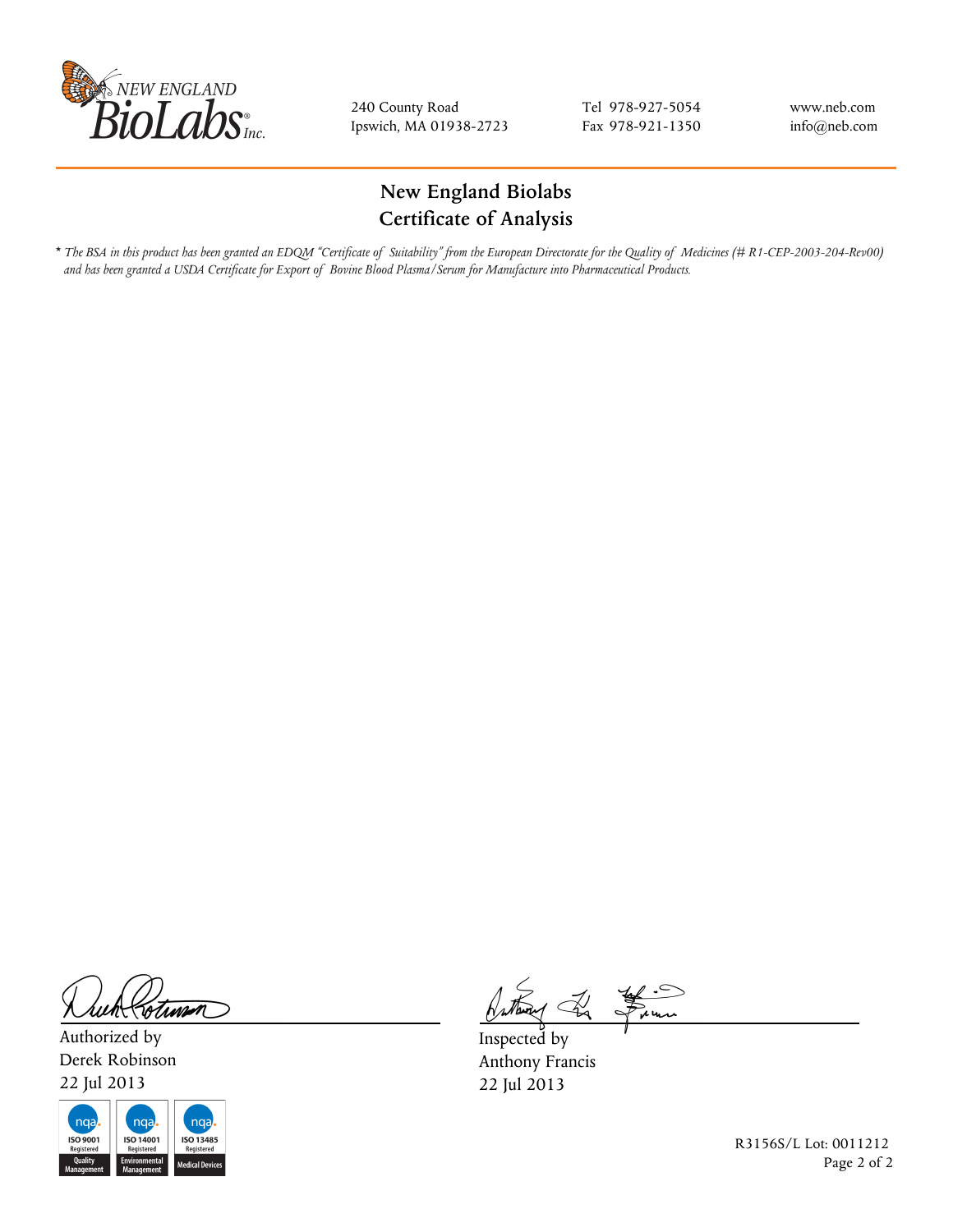240 County Road
Ipswich, MA 01938-2723

Tel 978-927-5054
Fax 978-921-1350

www.neb.com
info@neb.com

## New England Biolabs
## Certificate of Analysis

\* *The BSA in this product has been granted an EDQM "Certificate of Suitability" from the European Directorate for the Quality of Medicines (# R1-CEP-2003-204-Rev00) and has been granted a USDA Certificate for Export of Bovine Blood Plasma/Serum for Manufacture into Pharmaceutical Products.*

Authorized by
Derek Robinson
22 Jul 2013

Inspected by
Anthony Francis
22 Jul 2013

ISO 9001 Registered Quality Management
ISO 14001 Registered Environmental Management
ISO 13485 Registered Medical Devices

R3156S/L Lot: 0011212